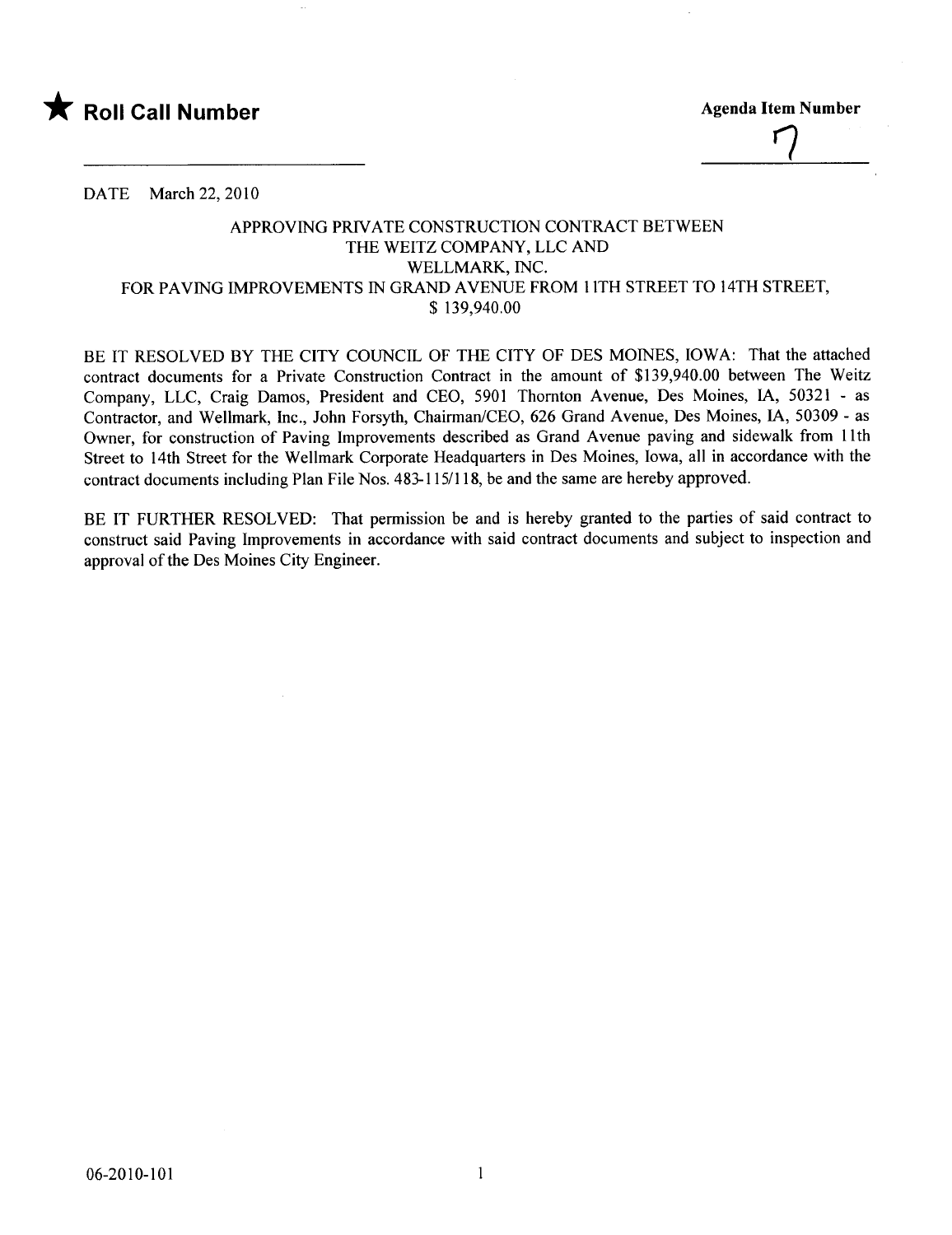★ **Roll Call Number**

**Agenda Item Number**

7

DATE March 22, 2010

APPROVING PRIVATE CONSTRUCTION CONTRACT BETWEEN
THE WEITZ COMPANY, LLC AND
WELLMARK, INC.
FOR PAVING IMPROVEMENTS IN GRAND AVENUE FROM 11TH STREET TO 14TH STREET,
$ 139,940.00

BE IT RESOLVED BY THE CITY COUNCIL OF THE CITY OF DES MOINES, IOWA: That the attached contract documents for a Private Construction Contract in the amount of $139,940.00 between The Weitz Company, LLC, Craig Damos, President and CEO, 5901 Thornton Avenue, Des Moines, IA, 50321 - as Contractor, and Wellmark, Inc., John Forsyth, Chairman/CEO, 626 Grand Avenue, Des Moines, IA, 50309 - as Owner, for construction of Paving Improvements described as Grand Avenue paving and sidewalk from 11th Street to 14th Street for the Wellmark Corporate Headquarters in Des Moines, Iowa, all in accordance with the contract documents including Plan File Nos. 483-115/118, be and the same are hereby approved.

BE IT FURTHER RESOLVED: That permission be and is hereby granted to the parties of said contract to construct said Paving Improvements in accordance with said contract documents and subject to inspection and approval of the Des Moines City Engineer.

06-2010-101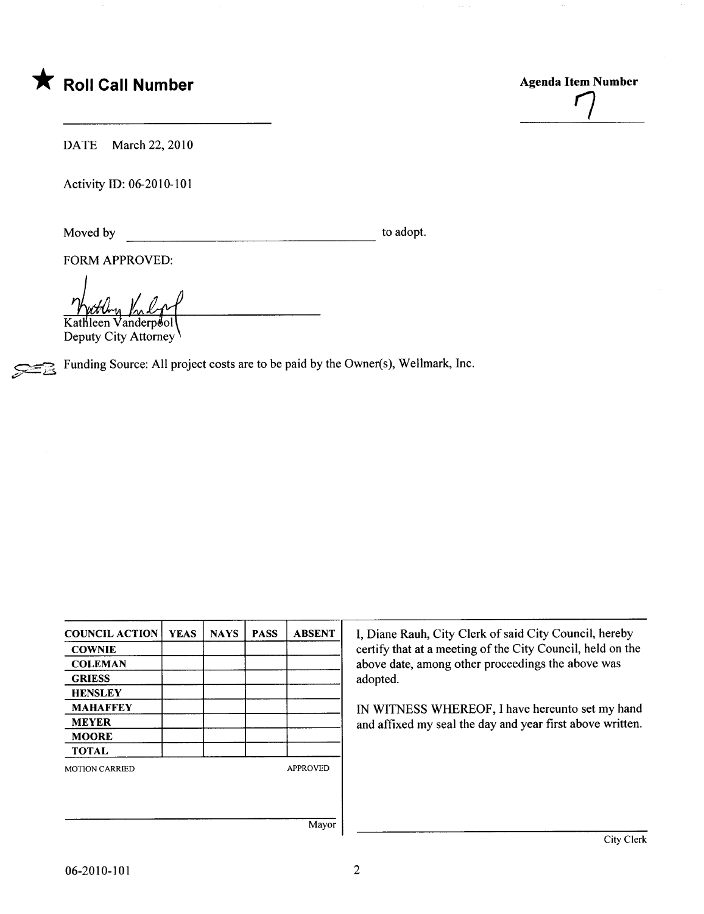★ **Roll Call Number**

**Agenda Item Number**

7

DATE March 22, 2010

Activity ID: 06-2010-101

Moved by ______________________________ to adopt.

FORM APPROVED:

Kathleen Vanderpool
Deputy City Attorney

Funding Source: All project costs are to be paid by the Owner(s), Wellmark, Inc.

| COUNCIL ACTION | YEAS | NAYS | PASS | ABSENT |
|---|---|---|---|---|
| COWNIE | | | | |
| COLEMAN | | | | |
| GRIESS | | | | |
| HENSLEY | | | | |
| MAHAFFEY | | | | |
| MEYER | | | | |
| MOORE | | | | |
| TOTAL | | | | |

MOTION CARRIED APPROVED

______________________________
Mayor

I, Diane Rauh, City Clerk of said City Council, hereby certify that at a meeting of the City Council, held on the above date, among other proceedings the above was adopted.

IN WITNESS WHEREOF, I have hereunto set my hand and affixed my seal the day and year first above written.

______________________________
City Clerk

06-2010-101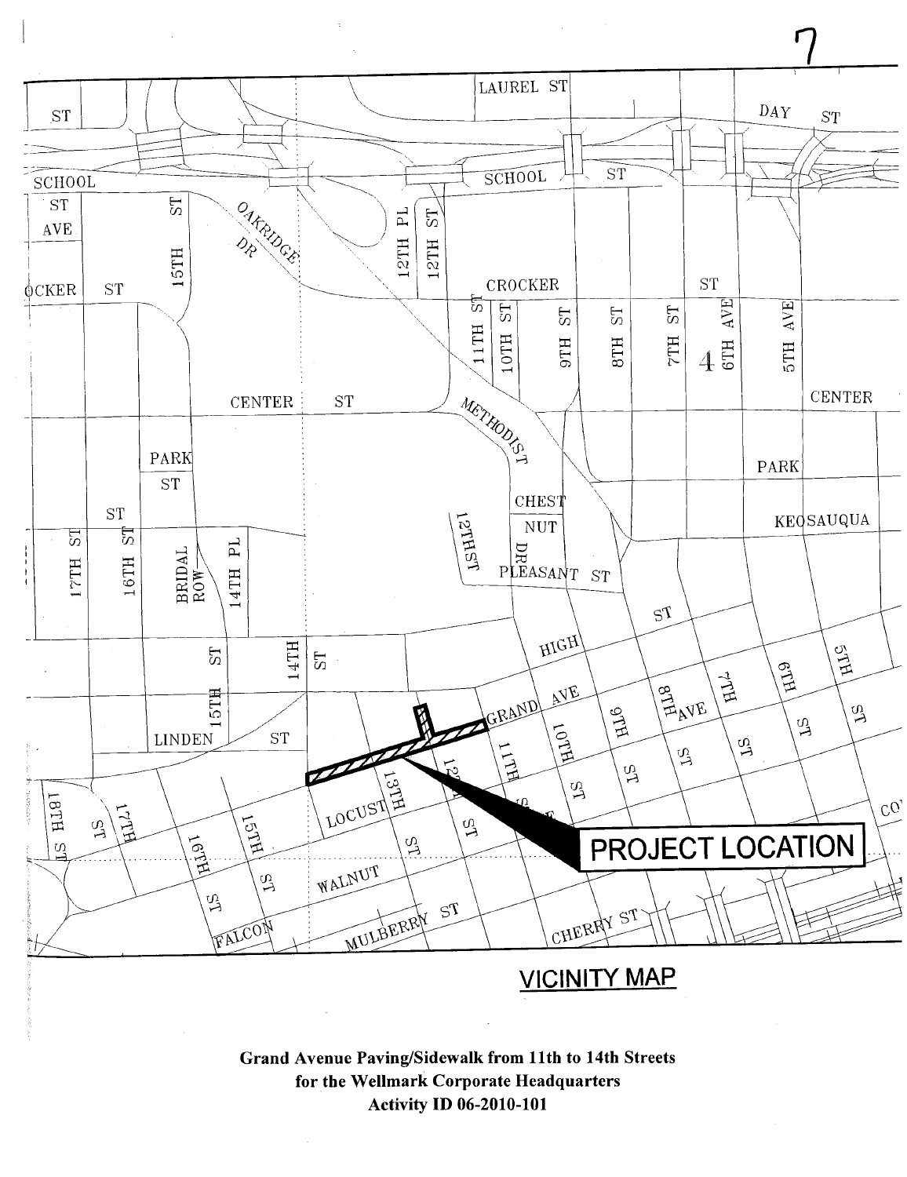VICINITY MAP

**Grand Avenue Paving/Sidewalk from 11th to 14th Streets for the Wellmark Corporate Headquarters Activity ID 06-2010-101**